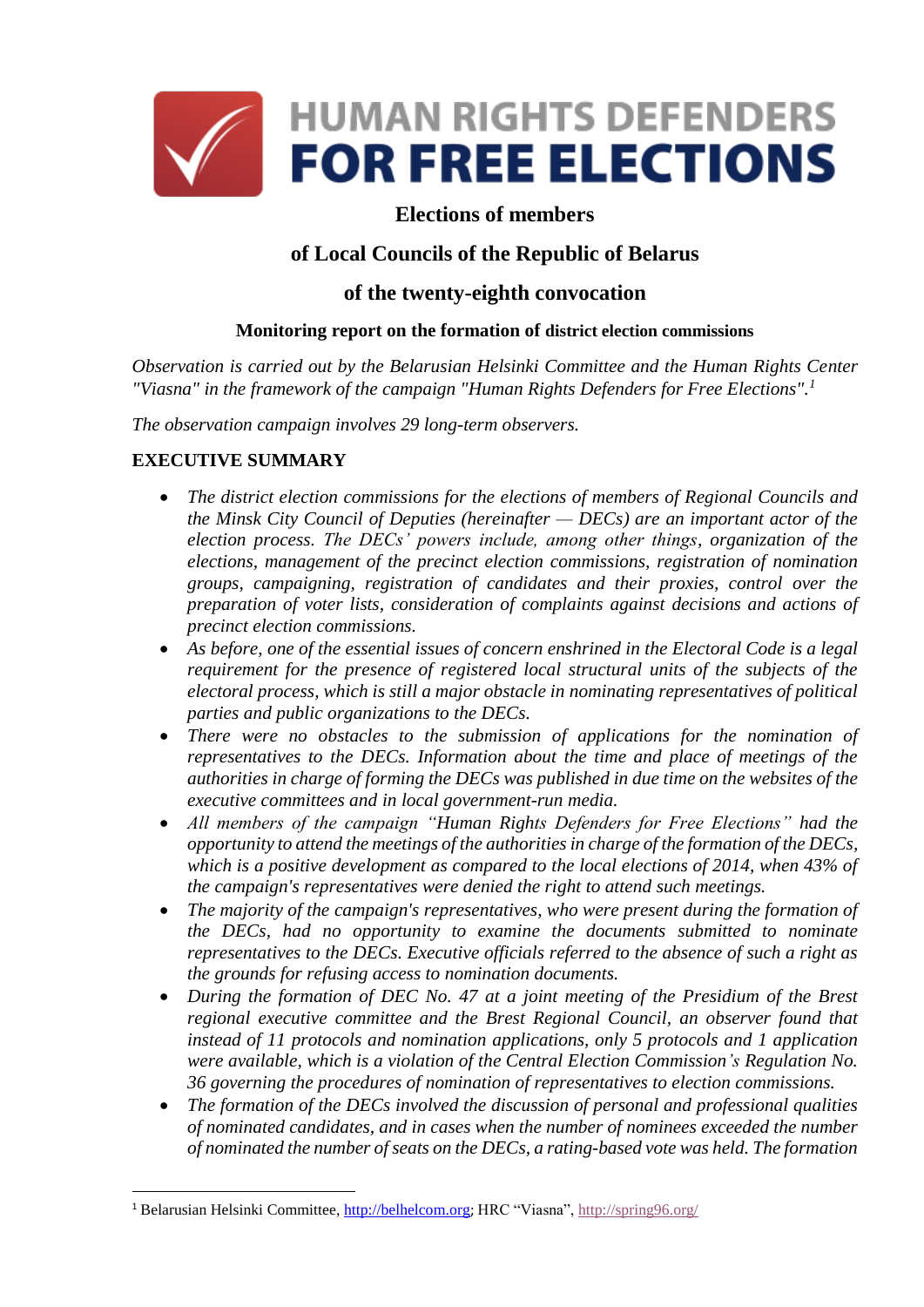# HUMAN RIGHTS DEFENDERS FOR FREE ELECTIONS

## Elections of members

## of Local Councils of the Republic of Belarus

## of the twenty-eighth convocation

### Monitoring report on the formation of district election commissions

*Observation is carried out by the Belarusian Helsinki Committee and the Human Rights Center "Viasna" in the framework of the campaign "Human Rights Defenders for Free Elections".*[1]

*The observation campaign involves 29 long-term observers.*

**EXECUTIVE SUMMARY**

- *The district election commissions for the elections of members of Regional Councils and the Minsk City Council of Deputies (hereinafter — DECs) are an important actor of the election process. The DECs' powers include, among other things, organization of the elections, management of the precinct election commissions, registration of nomination groups, campaigning, registration of candidates and their proxies, control over the preparation of voter lists, consideration of complaints against decisions and actions of precinct election commissions.*
- *As before, one of the essential issues of concern enshrined in the Electoral Code is a legal requirement for the presence of registered local structural units of the subjects of the electoral process, which is still a major obstacle in nominating representatives of political parties and public organizations to the DECs.*
- *There were no obstacles to the submission of applications for the nomination of representatives to the DECs. Information about the time and place of meetings of the authorities in charge of forming the DECs was published in due time on the websites of the executive committees and in local government-run media.*
- *All members of the campaign "Human Rights Defenders for Free Elections" had the opportunity to attend the meetings of the authorities in charge of the formation of the DECs, which is a positive development as compared to the local elections of 2014, when 43% of the campaign's representatives were denied the right to attend such meetings.*
- *The majority of the campaign's representatives, who were present during the formation of the DECs, had no opportunity to examine the documents submitted to nominate representatives to the DECs. Executive officials referred to the absence of such a right as the grounds for refusing access to nomination documents.*
- *During the formation of DEC No. 47 at a joint meeting of the Presidium of the Brest regional executive committee and the Brest Regional Council, an observer found that instead of 11 protocols and nomination applications, only 5 protocols and 1 application were available, which is a violation of the Central Election Commission's Regulation No. 36 governing the procedures of nomination of representatives to election commissions.*
- *The formation of the DECs involved the discussion of personal and professional qualities of nominated candidates, and in cases when the number of nominees exceeded the number of nominated the number of seats on the DECs, a rating-based vote was held. The formation*

---

[1] Belarusian Helsinki Committee, http://belhelcom.org; HRC "Viasna", http://spring96.org/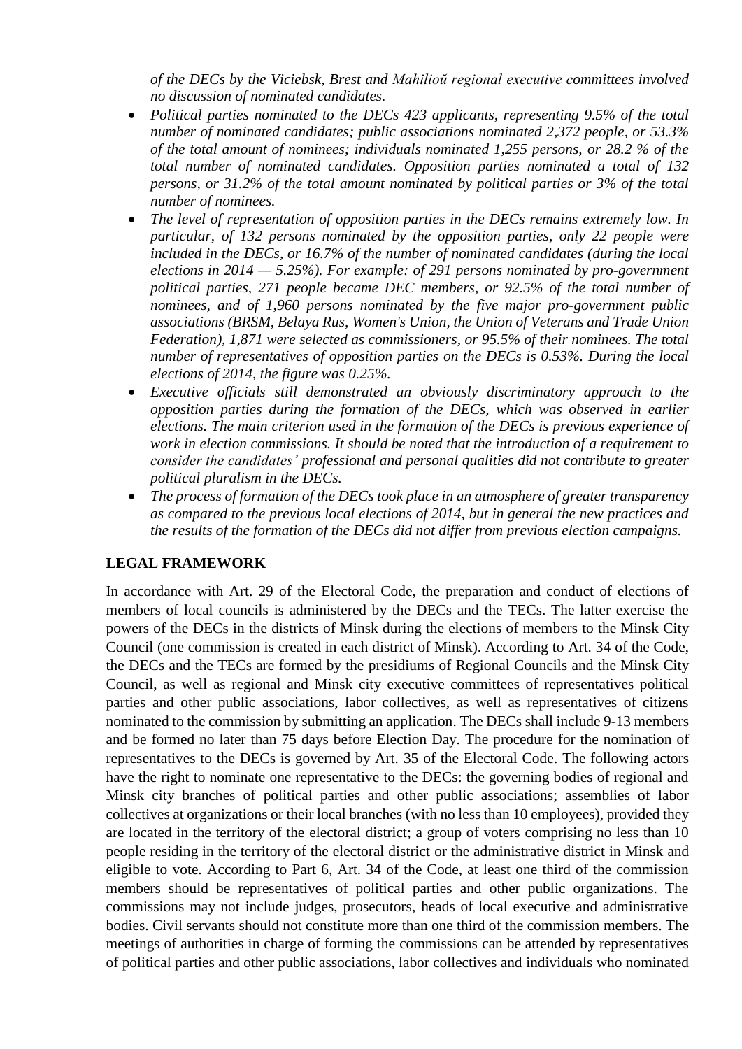*of the DECs by the Viciebsk, Brest and Mahilioŭ regional executive committees involved no discussion of nominated candidates.*

- *Political parties nominated to the DECs 423 applicants, representing 9.5% of the total number of nominated candidates; public associations nominated 2,372 people, or 53.3% of the total amount of nominees; individuals nominated 1,255 persons, or 28.2 % of the total number of nominated candidates. Opposition parties nominated a total of 132 persons, or 31.2% of the total amount nominated by political parties or 3% of the total number of nominees.*
- *The level of representation of opposition parties in the DECs remains extremely low. In particular, of 132 persons nominated by the opposition parties, only 22 people were included in the DECs, or 16.7% of the number of nominated candidates (during the local elections in 2014 — 5.25%). For example: of 291 persons nominated by pro-government political parties, 271 people became DEC members, or 92.5% of the total number of nominees, and of 1,960 persons nominated by the five major pro-government public associations (BRSM, Belaya Rus, Women's Union, the Union of Veterans and Trade Union Federation), 1,871 were selected as commissioners, or 95.5% of their nominees. The total number of representatives of opposition parties on the DECs is 0.53%. During the local elections of 2014, the figure was 0.25%.*
- *Executive officials still demonstrated an obviously discriminatory approach to the opposition parties during the formation of the DECs, which was observed in earlier elections. The main criterion used in the formation of the DECs is previous experience of work in election commissions. It should be noted that the introduction of a requirement to consider the candidates' professional and personal qualities did not contribute to greater political pluralism in the DECs.*
- *The process of formation of the DECs took place in an atmosphere of greater transparency as compared to the previous local elections of 2014, but in general the new practices and the results of the formation of the DECs did not differ from previous election campaigns.*

## LEGAL FRAMEWORK

In accordance with Art. 29 of the Electoral Code, the preparation and conduct of elections of members of local councils is administered by the DECs and the TECs. The latter exercise the powers of the DECs in the districts of Minsk during the elections of members to the Minsk City Council (one commission is created in each district of Minsk). According to Art. 34 of the Code, the DECs and the TECs are formed by the presidiums of Regional Councils and the Minsk City Council, as well as regional and Minsk city executive committees of representatives political parties and other public associations, labor collectives, as well as representatives of citizens nominated to the commission by submitting an application. The DECs shall include 9-13 members and be formed no later than 75 days before Election Day. The procedure for the nomination of representatives to the DECs is governed by Art. 35 of the Electoral Code. The following actors have the right to nominate one representative to the DECs: the governing bodies of regional and Minsk city branches of political parties and other public associations; assemblies of labor collectives at organizations or their local branches (with no less than 10 employees), provided they are located in the territory of the electoral district; a group of voters comprising no less than 10 people residing in the territory of the electoral district or the administrative district in Minsk and eligible to vote. According to Part 6, Art. 34 of the Code, at least one third of the commission members should be representatives of political parties and other public organizations. The commissions may not include judges, prosecutors, heads of local executive and administrative bodies. Civil servants should not constitute more than one third of the commission members. The meetings of authorities in charge of forming the commissions can be attended by representatives of political parties and other public associations, labor collectives and individuals who nominated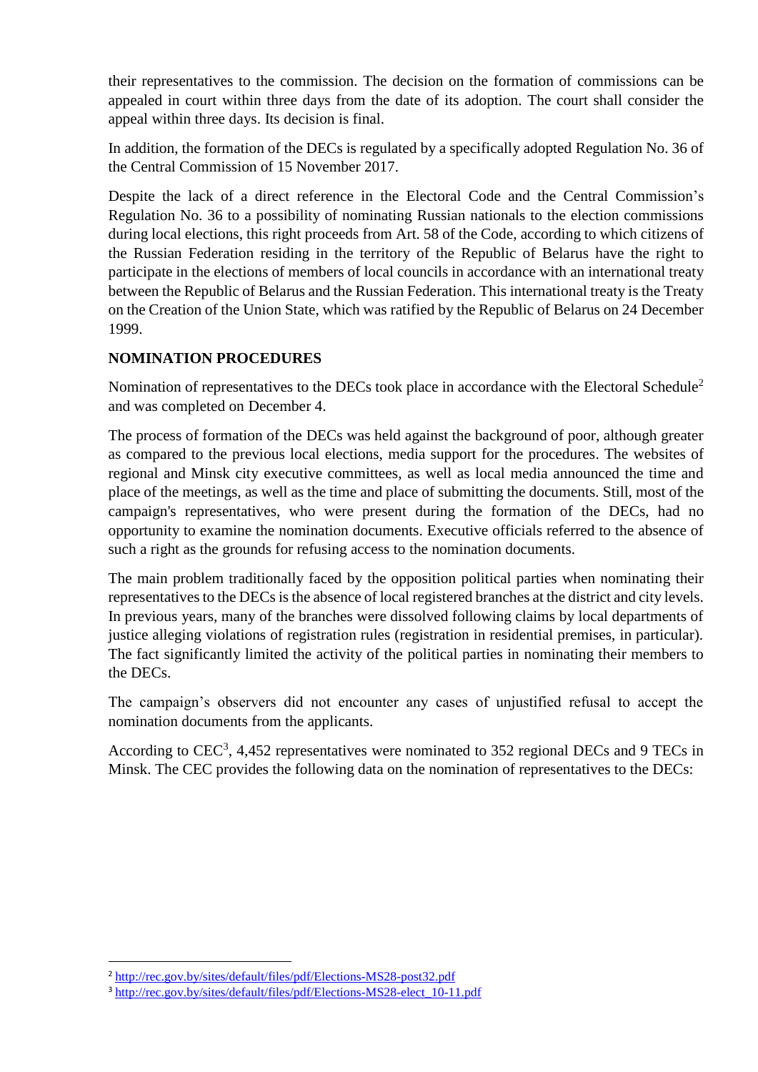their representatives to the commission. The decision on the formation of commissions can be appealed in court within three days from the date of its adoption. The court shall consider the appeal within three days. Its decision is final.

In addition, the formation of the DECs is regulated by a specifically adopted Regulation No. 36 of the Central Commission of 15 November 2017.

Despite the lack of a direct reference in the Electoral Code and the Central Commission's Regulation No. 36 to a possibility of nominating Russian nationals to the election commissions during local elections, this right proceeds from Art. 58 of the Code, according to which citizens of the Russian Federation residing in the territory of the Republic of Belarus have the right to participate in the elections of members of local councils in accordance with an international treaty between the Republic of Belarus and the Russian Federation. This international treaty is the Treaty on the Creation of the Union State, which was ratified by the Republic of Belarus on 24 December 1999.

**NOMINATION PROCEDURES**

Nomination of representatives to the DECs took place in accordance with the Electoral Schedule[2] and was completed on December 4.

The process of formation of the DECs was held against the background of poor, although greater as compared to the previous local elections, media support for the procedures. The websites of regional and Minsk city executive committees, as well as local media announced the time and place of the meetings, as well as the time and place of submitting the documents. Still, most of the campaign's representatives, who were present during the formation of the DECs, had no opportunity to examine the nomination documents. Executive officials referred to the absence of such a right as the grounds for refusing access to the nomination documents.

The main problem traditionally faced by the opposition political parties when nominating their representatives to the DECs is the absence of local registered branches at the district and city levels. In previous years, many of the branches were dissolved following claims by local departments of justice alleging violations of registration rules (registration in residential premises, in particular). The fact significantly limited the activity of the political parties in nominating their members to the DECs.

The campaign's observers did not encounter any cases of unjustified refusal to accept the nomination documents from the applicants.

According to CEC[3], 4,452 representatives were nominated to 352 regional DECs and 9 TECs in Minsk. The CEC provides the following data on the nomination of representatives to the DECs:

---

[2] http://rec.gov.by/sites/default/files/pdf/Elections-MS28-post32.pdf

[3] http://rec.gov.by/sites/default/files/pdf/Elections-MS28-elect_10-11.pdf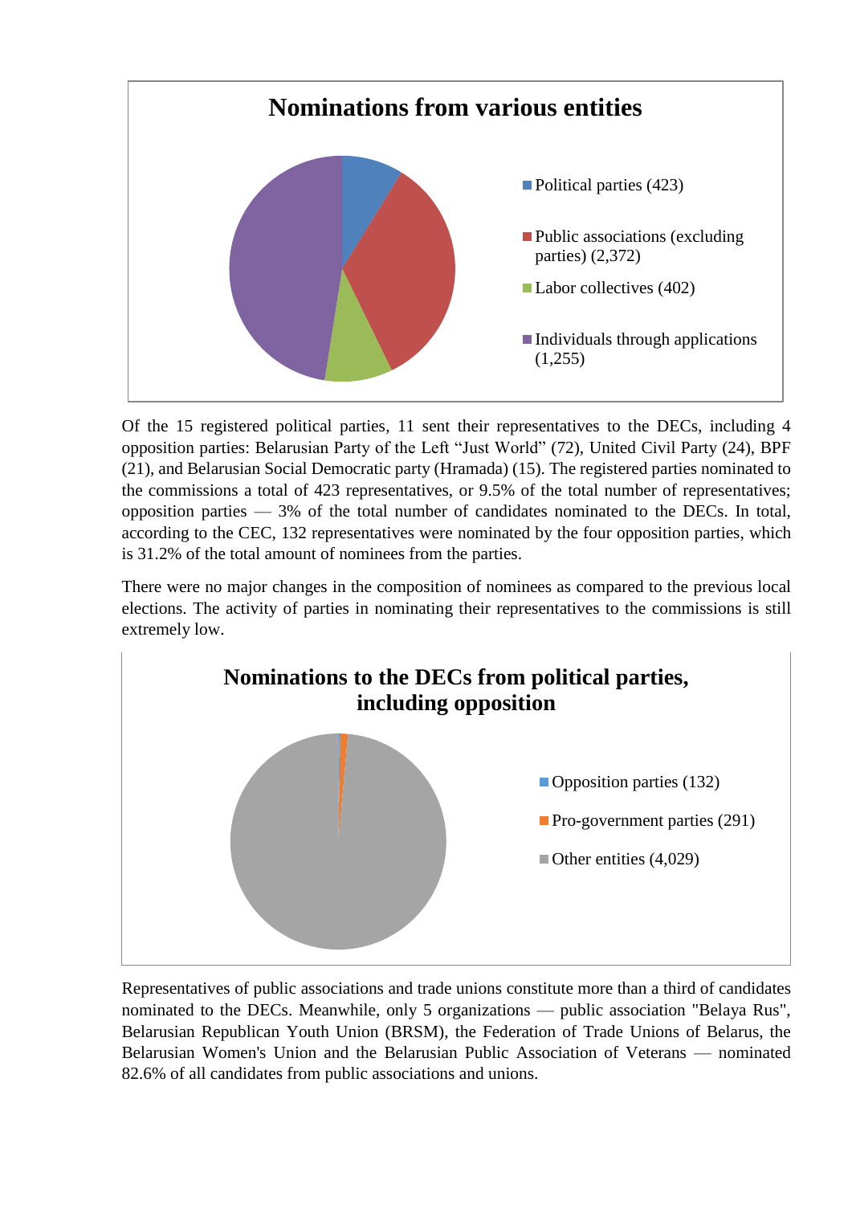Nominations from various entities

Political parties (423)

Public associations (excluding parties) (2,372)

Labor collectives (402)

Individuals through applications (1,255)

Of the 15 registered political parties, 11 sent their representatives to the DECs, including 4 opposition parties: Belarusian Party of the Left "Just World" (72), United Civil Party (24), BPF (21), and Belarusian Social Democratic party (Hramada) (15). The registered parties nominated to the commissions a total of 423 representatives, or 9.5% of the total number of representatives; opposition parties — 3% of the total number of candidates nominated to the DECs. In total, according to the CEC, 132 representatives were nominated by the four opposition parties, which is 31.2% of the total amount of nominees from the parties.

There were no major changes in the composition of nominees as compared to the previous local elections. The activity of parties in nominating their representatives to the commissions is still extremely low.

Nominations to the DECs from political parties, including opposition

Opposition parties (132)

Pro-government parties (291)

Other entities (4,029)

Representatives of public associations and trade unions constitute more than a third of candidates nominated to the DECs. Meanwhile, only 5 organizations — public association "Belaya Rus", Belarusian Republican Youth Union (BRSM), the Federation of Trade Unions of Belarus, the Belarusian Women's Union and the Belarusian Public Association of Veterans — nominated 82.6% of all candidates from public associations and unions.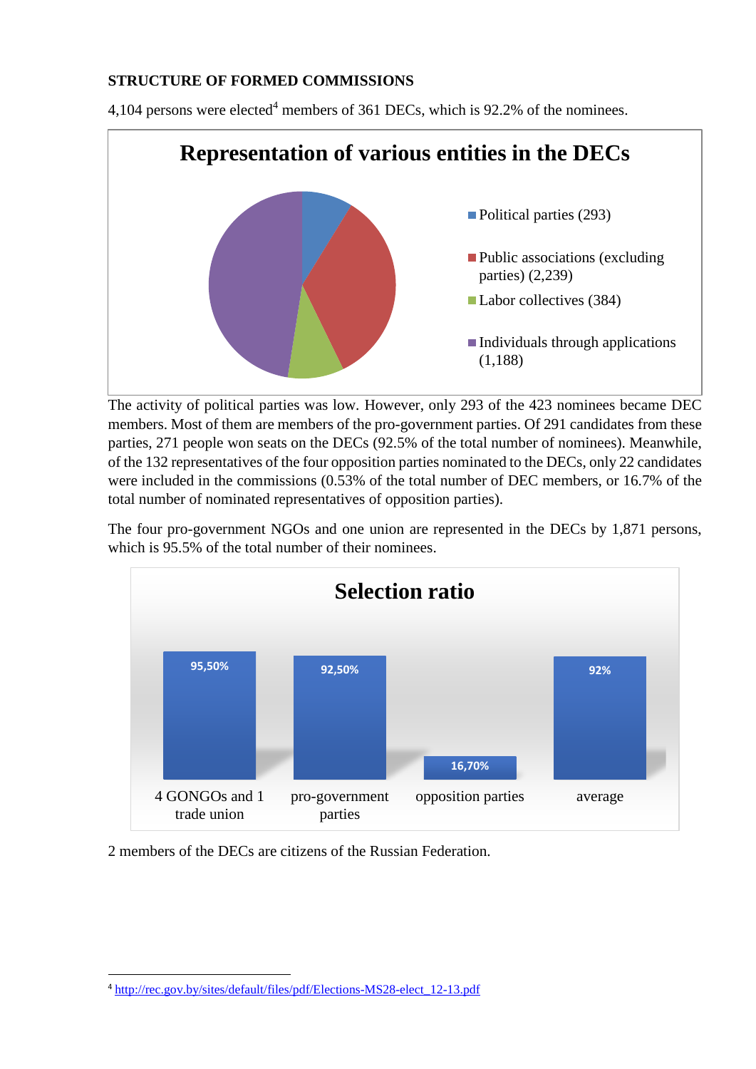**STRUCTURE OF FORMED COMMISSIONS**

4,104 persons were elected[4] members of 361 DECs, which is 92.2% of the nominees.

**Representation of various entities in the DECs**

Political parties (293)

Public associations (excluding parties) (2,239)

Labor collectives (384)

Individuals through applications (1,188)

The activity of political parties was low. However, only 293 of the 423 nominees became DEC members. Most of them are members of the pro-government parties. Of 291 candidates from these parties, 271 people won seats on the DECs (92.5% of the total number of nominees). Meanwhile, of the 132 representatives of the four opposition parties nominated to the DECs, only 22 candidates were included in the commissions (0.53% of the total number of DEC members, or 16.7% of the total number of nominated representatives of opposition parties).

The four pro-government NGOs and one union are represented in the DECs by 1,871 persons, which is 95.5% of the total number of their nominees.

**Selection ratio**

95,50%
92,50%
16,70%
92%

4 GONGOs and 1 trade union
pro-government parties
opposition parties
average

2 members of the DECs are citizens of the Russian Federation.

[4] http://rec.gov.by/sites/default/files/pdf/Elections-MS28-elect_12-13.pdf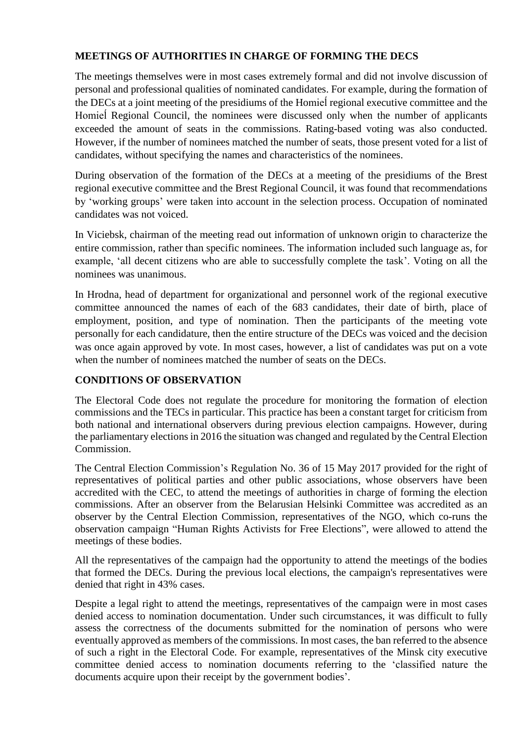## MEETINGS OF AUTHORITIES IN CHARGE OF FORMING THE DECS

The meetings themselves were in most cases extremely formal and did not involve discussion of personal and professional qualities of nominated candidates. For example, during the formation of the DECs at a joint meeting of the presidiums of the Homieĺ regional executive committee and the Homieĺ Regional Council, the nominees were discussed only when the number of applicants exceeded the amount of seats in the commissions. Rating-based voting was also conducted. However, if the number of nominees matched the number of seats, those present voted for a list of candidates, without specifying the names and characteristics of the nominees.

During observation of the formation of the DECs at a meeting of the presidiums of the Brest regional executive committee and the Brest Regional Council, it was found that recommendations by 'working groups' were taken into account in the selection process. Occupation of nominated candidates was not voiced.

In Viciebsk, chairman of the meeting read out information of unknown origin to characterize the entire commission, rather than specific nominees. The information included such language as, for example, 'all decent citizens who are able to successfully complete the task'. Voting on all the nominees was unanimous.

In Hrodna, head of department for organizational and personnel work of the regional executive committee announced the names of each of the 683 candidates, their date of birth, place of employment, position, and type of nomination. Then the participants of the meeting vote personally for each candidature, then the entire structure of the DECs was voiced and the decision was once again approved by vote. In most cases, however, a list of candidates was put on a vote when the number of nominees matched the number of seats on the DECs.

## CONDITIONS OF OBSERVATION

The Electoral Code does not regulate the procedure for monitoring the formation of election commissions and the TECs in particular. This practice has been a constant target for criticism from both national and international observers during previous election campaigns. However, during the parliamentary elections in 2016 the situation was changed and regulated by the Central Election Commission.

The Central Election Commission's Regulation No. 36 of 15 May 2017 provided for the right of representatives of political parties and other public associations, whose observers have been accredited with the CEC, to attend the meetings of authorities in charge of forming the election commissions. After an observer from the Belarusian Helsinki Committee was accredited as an observer by the Central Election Commission, representatives of the NGO, which co-runs the observation campaign "Human Rights Activists for Free Elections", were allowed to attend the meetings of these bodies.

All the representatives of the campaign had the opportunity to attend the meetings of the bodies that formed the DECs. During the previous local elections, the campaign's representatives were denied that right in 43% cases.

Despite a legal right to attend the meetings, representatives of the campaign were in most cases denied access to nomination documentation. Under such circumstances, it was difficult to fully assess the correctness of the documents submitted for the nomination of persons who were eventually approved as members of the commissions. In most cases, the ban referred to the absence of such a right in the Electoral Code. For example, representatives of the Minsk city executive committee denied access to nomination documents referring to the 'classified nature the documents acquire upon their receipt by the government bodies'.